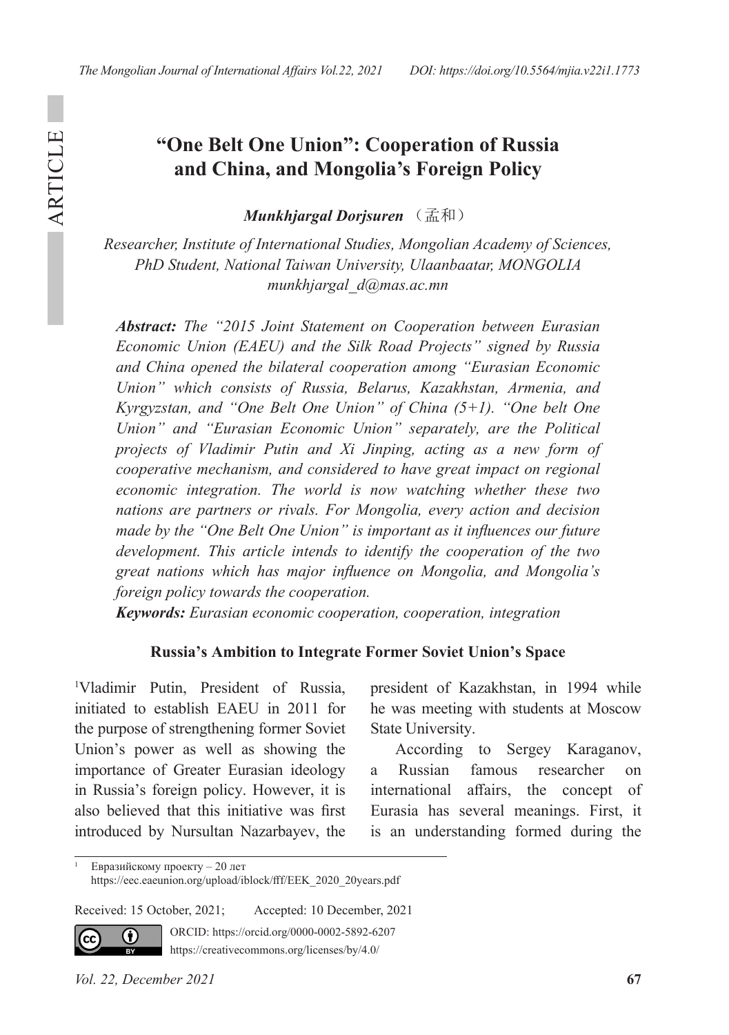# "One Belt One Union": Cooperation of Russia and China, and Mongolia's Foreign Policy

***Munkhjargal Dorjsuren*** （孟和）

*Researcher, Institute of International Studies, Mongolian Academy of Sciences, PhD Student, National Taiwan University, Ulaanbaatar, MONGOLIA*
*munkhjargal_d@mas.ac.mn*

***Abstract:*** *The "2015 Joint Statement on Cooperation between Eurasian Economic Union (EAEU) and the Silk Road Projects" signed by Russia and China opened the bilateral cooperation among "Eurasian Economic Union" which consists of Russia, Belarus, Kazakhstan, Armenia, and Kyrgyzstan, and "One Belt One Union" of China (5+1). "One belt One Union" and "Eurasian Economic Union" separately, are the Political projects of Vladimir Putin and Xi Jinping, acting as a new form of cooperative mechanism, and considered to have great impact on regional economic integration. The world is now watching whether these two nations are partners or rivals. For Mongolia, every action and decision made by the "One Belt One Union" is important as it influences our future development. This article intends to identify the cooperation of the two great nations which has major influence on Mongolia, and Mongolia's foreign policy towards the cooperation.*

***Keywords:*** *Eurasian economic cooperation, cooperation, integration*

## Russia's Ambition to Integrate Former Soviet Union's Space

[1]Vladimir Putin, President of Russia, initiated to establish EAEU in 2011 for the purpose of strengthening former Soviet Union's power as well as showing the importance of Greater Eurasian ideology in Russia's foreign policy. However, it is also believed that this initiative was first introduced by Nursultan Nazarbayev, the president of Kazakhstan, in 1994 while he was meeting with students at Moscow State University.

According to Sergey Karaganov, a Russian famous researcher on international affairs, the concept of Eurasia has several meanings. First, it is an understanding formed during the

[1] Евразийскому проекту – 20 лет https://eec.eaeunion.org/upload/iblock/fff/EEK_2020_20years.pdf

Received: 15 October, 2021; Accepted: 10 December, 2021

ORCID: https://orcid.org/0000-0002-5892-6207
https://creativecommons.org/licenses/by/4.0/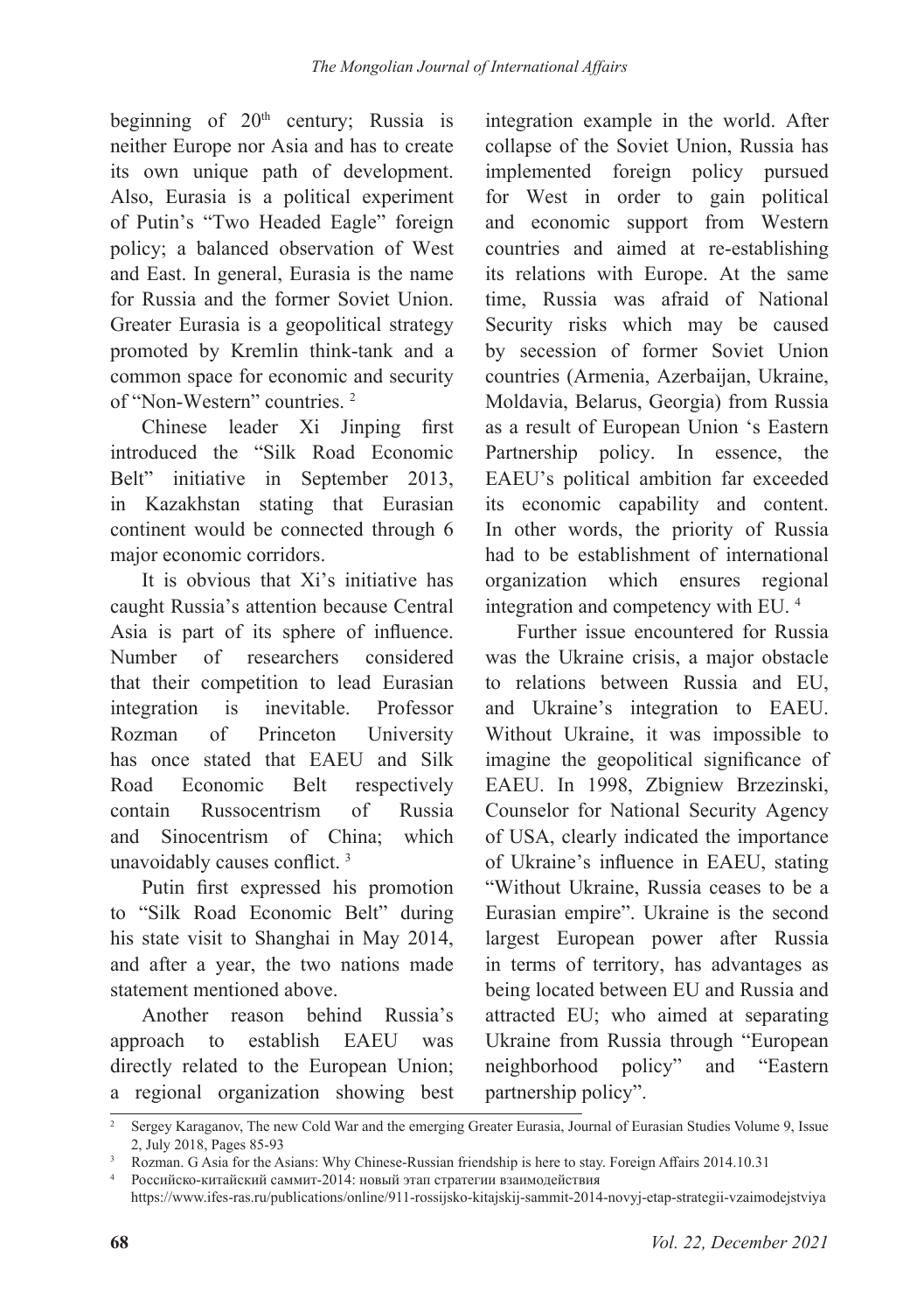beginning of 20th century; Russia is neither Europe nor Asia and has to create its own unique path of development. Also, Eurasia is a political experiment of Putin's "Two Headed Eagle" foreign policy; a balanced observation of West and East. In general, Eurasia is the name for Russia and the former Soviet Union. Greater Eurasia is a geopolitical strategy promoted by Kremlin think-tank and a common space for economic and security of "Non-Western" countries. [2]

Chinese leader Xi Jinping first introduced the "Silk Road Economic Belt" initiative in September 2013, in Kazakhstan stating that Eurasian continent would be connected through 6 major economic corridors.

It is obvious that Xi's initiative has caught Russia's attention because Central Asia is part of its sphere of influence. Number of researchers considered that their competition to lead Eurasian integration is inevitable. Professor Rozman of Princeton University has once stated that EAEU and Silk Road Economic Belt respectively contain Russocentrism of Russia and Sinocentrism of China; which unavoidably causes conflict. [3]

Putin first expressed his promotion to "Silk Road Economic Belt" during his state visit to Shanghai in May 2014, and after a year, the two nations made statement mentioned above.

Another reason behind Russia's approach to establish EAEU was directly related to the European Union; a regional organization showing best integration example in the world. After collapse of the Soviet Union, Russia has implemented foreign policy pursued for West in order to gain political and economic support from Western countries and aimed at re-establishing its relations with Europe. At the same time, Russia was afraid of National Security risks which may be caused by secession of former Soviet Union countries (Armenia, Azerbaijan, Ukraine, Moldavia, Belarus, Georgia) from Russia as a result of European Union 's Eastern Partnership policy. In essence, the EAEU's political ambition far exceeded its economic capability and content. In other words, the priority of Russia had to be establishment of international organization which ensures regional integration and competency with EU. [4]

Further issue encountered for Russia was the Ukraine crisis, a major obstacle to relations between Russia and EU, and Ukraine's integration to EAEU. Without Ukraine, it was impossible to imagine the geopolitical significance of EAEU. In 1998, Zbigniew Brzezinski, Counselor for National Security Agency of USA, clearly indicated the importance of Ukraine's influence in EAEU, stating "Without Ukraine, Russia ceases to be a Eurasian empire". Ukraine is the second largest European power after Russia in terms of territory, has advantages as being located between EU and Russia and attracted EU; who aimed at separating Ukraine from Russia through "European neighborhood policy" and "Eastern partnership policy".

---

[2] Sergey Karaganov, The new Cold War and the emerging Greater Eurasia, Journal of Eurasian Studies Volume 9, Issue 2, July 2018, Pages 85-93

[3] Rozman. G Asia for the Asians: Why Chinese-Russian friendship is here to stay. Foreign Affairs 2014.10.31

[4] Российско-китайский саммит-2014: новый этап стратегии взаимодействия https://www.ifes-ras.ru/publications/online/911-rossijsko-kitajskij-sammit-2014-novyj-etap-strategii-vzaimodejstviya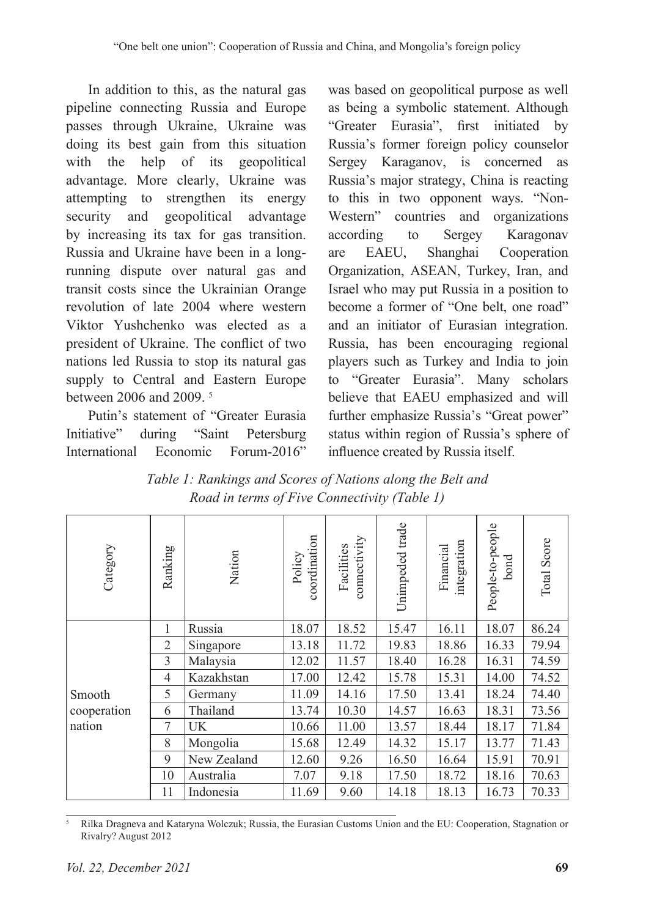In addition to this, as the natural gas pipeline connecting Russia and Europe passes through Ukraine, Ukraine was doing its best gain from this situation with the help of its geopolitical advantage. More clearly, Ukraine was attempting to strengthen its energy security and geopolitical advantage by increasing its tax for gas transition. Russia and Ukraine have been in a long-running dispute over natural gas and transit costs since the Ukrainian Orange revolution of late 2004 where western Viktor Yushchenko was elected as a president of Ukraine. The conflict of two nations led Russia to stop its natural gas supply to Central and Eastern Europe between 2006 and 2009. [5]

Putin's statement of "Greater Eurasia Initiative" during "Saint Petersburg International Economic Forum-2016" was based on geopolitical purpose as well as being a symbolic statement. Although "Greater Eurasia", first initiated by Russia's former foreign policy counselor Sergey Karaganov, is concerned as Russia's major strategy, China is reacting to this in two opponent ways. "Non-Western" countries and organizations according to Sergey Karagonav are EAEU, Shanghai Cooperation Organization, ASEAN, Turkey, Iran, and Israel who may put Russia in a position to become a former of "One belt, one road" and an initiator of Eurasian integration. Russia, has been encouraging regional players such as Turkey and India to join to "Greater Eurasia". Many scholars believe that EAEU emphasized and will further emphasize Russia's "Great power" status within region of Russia's sphere of influence created by Russia itself.

*Table 1: Rankings and Scores of Nations along the Belt and Road in terms of Five Connectivity (Table 1)*

| Category | Ranking | Nation | Policy coordination | Facilities connectivity | Unimpeded trade | Financial integration | People-to-people bond | Total Score |
|---|---|---|---|---|---|---|---|---|
| Smooth cooperation nation | 1 | Russia | 18.07 | 18.52 | 15.47 | 16.11 | 18.07 | 86.24 |
| | 2 | Singapore | 13.18 | 11.72 | 19.83 | 18.86 | 16.33 | 79.94 |
| | 3 | Malaysia | 12.02 | 11.57 | 18.40 | 16.28 | 16.31 | 74.59 |
| | 4 | Kazakhstan | 17.00 | 12.42 | 15.78 | 15.31 | 14.00 | 74.52 |
| | 5 | Germany | 11.09 | 14.16 | 17.50 | 13.41 | 18.24 | 74.40 |
| | 6 | Thailand | 13.74 | 10.30 | 14.57 | 16.63 | 18.31 | 73.56 |
| | 7 | UK | 10.66 | 11.00 | 13.57 | 18.44 | 18.17 | 71.84 |
| | 8 | Mongolia | 15.68 | 12.49 | 14.32 | 15.17 | 13.77 | 71.43 |
| | 9 | New Zealand | 12.60 | 9.26 | 16.50 | 16.64 | 15.91 | 70.91 |
| | 10 | Australia | 7.07 | 9.18 | 17.50 | 18.72 | 18.16 | 70.63 |
| | 11 | Indonesia | 11.69 | 9.60 | 14.18 | 18.13 | 16.73 | 70.33 |

[5] Rilka Dragneva and Kataryna Wolczuk; Russia, the Eurasian Customs Union and the EU: Cooperation, Stagnation or Rivalry? August 2012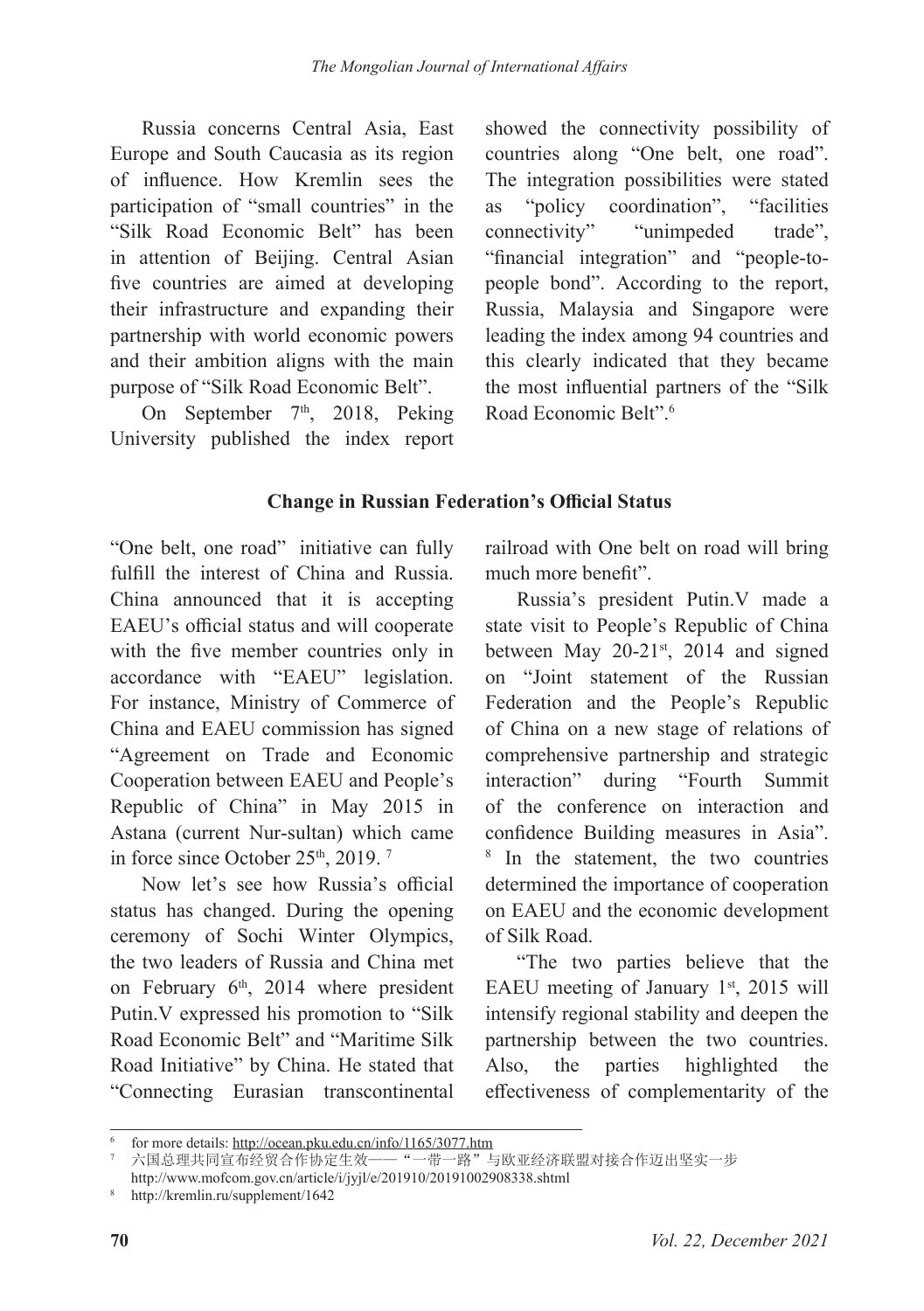Russia concerns Central Asia, East Europe and South Caucasia as its region of influence. How Kremlin sees the participation of "small countries" in the "Silk Road Economic Belt" has been in attention of Beijing. Central Asian five countries are aimed at developing their infrastructure and expanding their partnership with world economic powers and their ambition aligns with the main purpose of "Silk Road Economic Belt".

On September 7th, 2018, Peking University published the index report showed the connectivity possibility of countries along "One belt, one road". The integration possibilities were stated as "policy coordination", "facilities connectivity" "unimpeded trade", "financial integration" and "people-to-people bond". According to the report, Russia, Malaysia and Singapore were leading the index among 94 countries and this clearly indicated that they became the most influential partners of the "Silk Road Economic Belt".[6]

## Change in Russian Federation's Official Status

"One belt, one road" initiative can fully fulfill the interest of China and Russia. China announced that it is accepting EAEU's official status and will cooperate with the five member countries only in accordance with "EAEU" legislation. For instance, Ministry of Commerce of China and EAEU commission has signed "Agreement on Trade and Economic Cooperation between EAEU and People's Republic of China" in May 2015 in Astana (current Nur-sultan) which came in force since October 25th, 2019.[7]

Now let's see how Russia's official status has changed. During the opening ceremony of Sochi Winter Olympics, the two leaders of Russia and China met on February 6th, 2014 where president Putin.V expressed his promotion to "Silk Road Economic Belt" and "Maritime Silk Road Initiative" by China. He stated that "Connecting Eurasian transcontinental railroad with One belt on road will bring much more benefit".

Russia's president Putin.V made a state visit to People's Republic of China between May 20-21st, 2014 and signed on "Joint statement of the Russian Federation and the People's Republic of China on a new stage of relations of comprehensive partnership and strategic interaction" during "Fourth Summit of the conference on interaction and confidence Building measures in Asia".[8] In the statement, the two countries determined the importance of cooperation on EAEU and the economic development of Silk Road.

"The two parties believe that the EAEU meeting of January 1st, 2015 will intensify regional stability and deepen the partnership between the two countries. Also, the parties highlighted the effectiveness of complementarity of the

---

[6] for more details: http://ocean.pku.edu.cn/info/1165/3077.htm

[7] 六国总理共同宣布经贸合作协定生效——"一带一路"与欧亚经济联盟对接合作迈出坚实一步 http://www.mofcom.gov.cn/article/i/jyjl/e/201910/20191002908338.shtml

[8] http://kremlin.ru/supplement/1642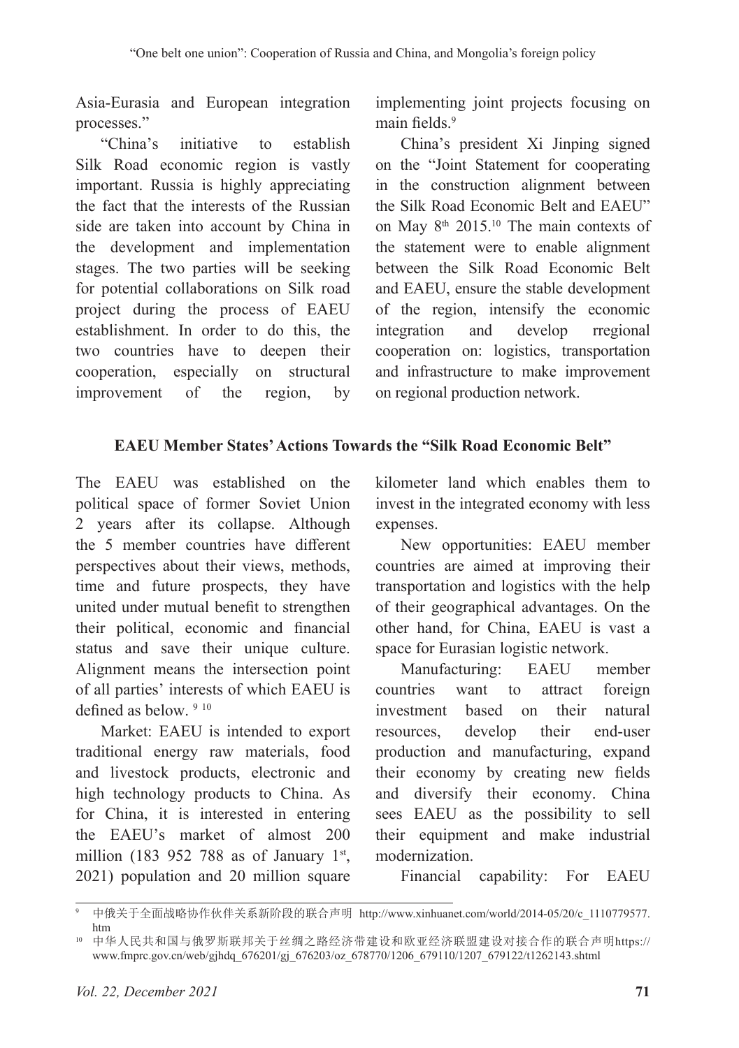Asia-Eurasia and European integration processes."

"China's initiative to establish Silk Road economic region is vastly important. Russia is highly appreciating the fact that the interests of the Russian side are taken into account by China in the development and implementation stages. The two parties will be seeking for potential collaborations on Silk road project during the process of EAEU establishment. In order to do this, the two countries have to deepen their cooperation, especially on structural improvement of the region, by implementing joint projects focusing on main fields.[9]

China's president Xi Jinping signed on the "Joint Statement for cooperating in the construction alignment between the Silk Road Economic Belt and EAEU" on May 8th 2015.[10] The main contexts of the statement were to enable alignment between the Silk Road Economic Belt and EAEU, ensure the stable development of the region, intensify the economic integration and develop rregional cooperation on: logistics, transportation and infrastructure to make improvement on regional production network.

## EAEU Member States' Actions Towards the "Silk Road Economic Belt"

The EAEU was established on the political space of former Soviet Union 2 years after its collapse. Although the 5 member countries have different perspectives about their views, methods, time and future prospects, they have united under mutual benefit to strengthen their political, economic and financial status and save their unique culture. Alignment means the intersection point of all parties' interests of which EAEU is defined as below. [9] [10]

Market: EAEU is intended to export traditional energy raw materials, food and livestock products, electronic and high technology products to China. As for China, it is interested in entering the EAEU's market of almost 200 million (183 952 788 as of January 1st, 2021) population and 20 million square kilometer land which enables them to invest in the integrated economy with less expenses.

New opportunities: EAEU member countries are aimed at improving their transportation and logistics with the help of their geographical advantages. On the other hand, for China, EAEU is vast a space for Eurasian logistic network.

Manufacturing: EAEU member countries want to attract foreign investment based on their natural resources, develop their end-user production and manufacturing, expand their economy by creating new fields and diversify their economy. China sees EAEU as the possibility to sell their equipment and make industrial modernization.

Financial capability: For EAEU

---

[9] 中俄关于全面战略协作伙伴关系新阶段的联合声明 http://www.xinhuanet.com/world/2014-05/20/c_1110779577.htm

[10] 中华人民共和国与俄罗斯联邦关于丝绸之路经济带建设和欧亚经济联盟建设对接合作的联合声明https://www.fmprc.gov.cn/web/gjhdq_676201/gj_676203/oz_678770/1206_679110/1207_679122/t1262143.shtml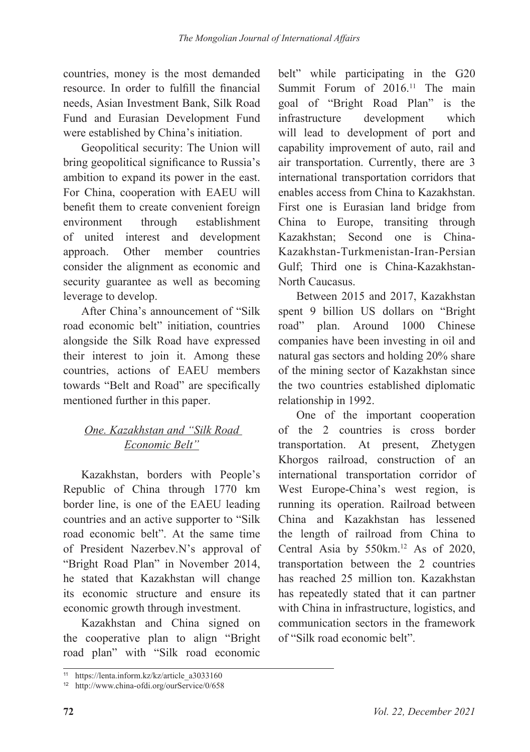countries, money is the most demanded resource. In order to fulfill the financial needs, Asian Investment Bank, Silk Road Fund and Eurasian Development Fund were established by China's initiation.

Geopolitical security: The Union will bring geopolitical significance to Russia's ambition to expand its power in the east. For China, cooperation with EAEU will benefit them to create convenient foreign environment through establishment of united interest and development approach. Other member countries consider the alignment as economic and security guarantee as well as becoming leverage to develop.

After China's announcement of "Silk road economic belt" initiation, countries alongside the Silk Road have expressed their interest to join it. Among these countries, actions of EAEU members towards "Belt and Road" are specifically mentioned further in this paper.

### *One. Kazakhstan and "Silk Road Economic Belt"*

Kazakhstan, borders with People's Republic of China through 1770 km border line, is one of the EAEU leading countries and an active supporter to "Silk road economic belt". At the same time of President Nazerbev.N's approval of "Bright Road Plan" in November 2014, he stated that Kazakhstan will change its economic structure and ensure its economic growth through investment.

Kazakhstan and China signed on the cooperative plan to align "Bright road plan" with "Silk road economic belt" while participating in the G20 Summit Forum of 2016.[11] The main goal of "Bright Road Plan" is the infrastructure development which will lead to development of port and capability improvement of auto, rail and air transportation. Currently, there are 3 international transportation corridors that enables access from China to Kazakhstan. First one is Eurasian land bridge from China to Europe, transiting through Kazakhstan; Second one is China-Kazakhstan-Turkmenistan-Iran-Persian Gulf; Third one is China-Kazakhstan-North Caucasus.

Between 2015 and 2017, Kazakhstan spent 9 billion US dollars on "Bright road" plan. Around 1000 Chinese companies have been investing in oil and natural gas sectors and holding 20% share of the mining sector of Kazakhstan since the two countries established diplomatic relationship in 1992.

One of the important cooperation of the 2 countries is cross border transportation. At present, Zhetygen Khorgos railroad, construction of an international transportation corridor of West Europe-China's west region, is running its operation. Railroad between China and Kazakhstan has lessened the length of railroad from China to Central Asia by 550km.[12] As of 2020, transportation between the 2 countries has reached 25 million ton. Kazakhstan has repeatedly stated that it can partner with China in infrastructure, logistics, and communication sectors in the framework of "Silk road economic belt".

---

[11] https://lenta.inform.kz/kz/article_a3033160

[12] http://www.china-ofdi.org/ourService/0/658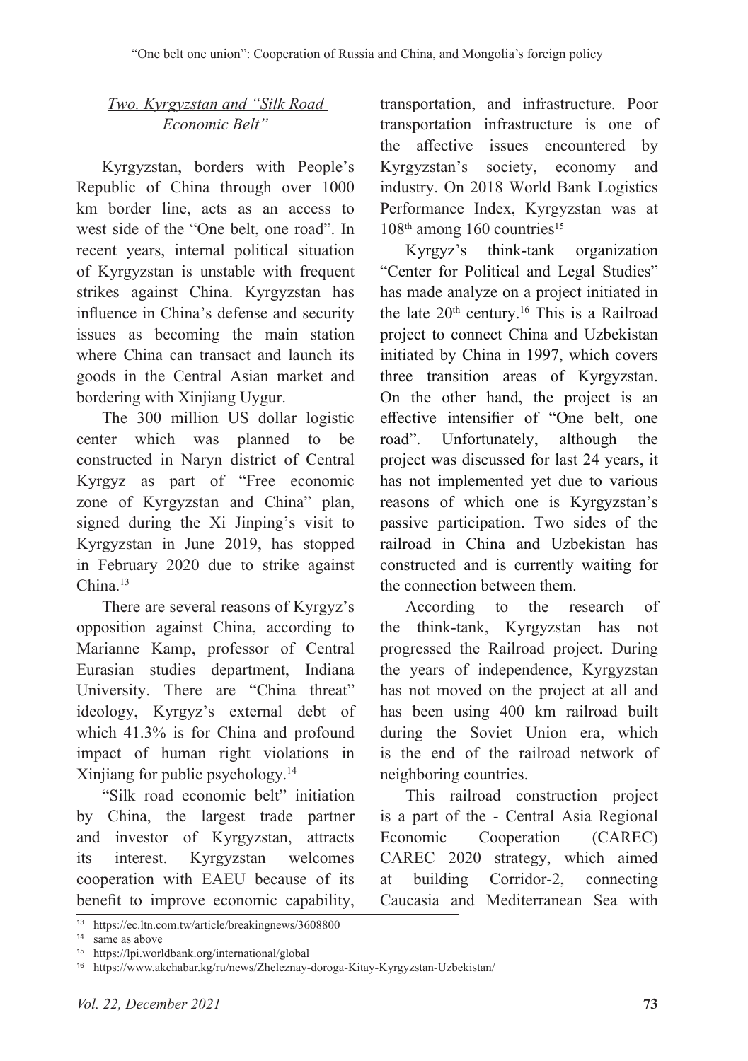### *Two. Kyrgyzstan and "Silk Road Economic Belt"*

Kyrgyzstan, borders with People's Republic of China through over 1000 km border line, acts as an access to west side of the "One belt, one road". In recent years, internal political situation of Kyrgyzstan is unstable with frequent strikes against China. Kyrgyzstan has influence in China's defense and security issues as becoming the main station where China can transact and launch its goods in the Central Asian market and bordering with Xinjiang Uygur.

The 300 million US dollar logistic center which was planned to be constructed in Naryn district of Central Kyrgyz as part of "Free economic zone of Kyrgyzstan and China" plan, signed during the Xi Jinping's visit to Kyrgyzstan in June 2019, has stopped in February 2020 due to strike against China.[13]

There are several reasons of Kyrgyz's opposition against China, according to Marianne Kamp, professor of Central Eurasian studies department, Indiana University. There are "China threat" ideology, Kyrgyz's external debt of which 41.3% is for China and profound impact of human right violations in Xinjiang for public psychology.[14]

"Silk road economic belt" initiation by China, the largest trade partner and investor of Kyrgyzstan, attracts its interest. Kyrgyzstan welcomes cooperation with EAEU because of its benefit to improve economic capability, transportation, and infrastructure. Poor transportation infrastructure is one of the affective issues encountered by Kyrgyzstan's society, economy and industry. On 2018 World Bank Logistics Performance Index, Kyrgyzstan was at 108th among 160 countries[15]

Kyrgyz's think-tank organization "Center for Political and Legal Studies" has made analyze on a project initiated in the late 20th century.[16] This is a Railroad project to connect China and Uzbekistan initiated by China in 1997, which covers three transition areas of Kyrgyzstan. On the other hand, the project is an effective intensifier of "One belt, one road". Unfortunately, although the project was discussed for last 24 years, it has not implemented yet due to various reasons of which one is Kyrgyzstan's passive participation. Two sides of the railroad in China and Uzbekistan has constructed and is currently waiting for the connection between them.

According to the research of the think-tank, Kyrgyzstan has not progressed the Railroad project. During the years of independence, Kyrgyzstan has not moved on the project at all and has been using 400 km railroad built during the Soviet Union era, which is the end of the railroad network of neighboring countries.

This railroad construction project is a part of the - Central Asia Regional Economic Cooperation (CAREC) CAREC 2020 strategy, which aimed at building Corridor-2, connecting Caucasia and Mediterranean Sea with

---

[13] https://ec.ltn.com.tw/article/breakingnews/3608800

[14] same as above

[15] https://lpi.worldbank.org/international/global

[16] https://www.akchabar.kg/ru/news/Zheleznay-doroga-Kitay-Kyrgyzstan-Uzbekistan/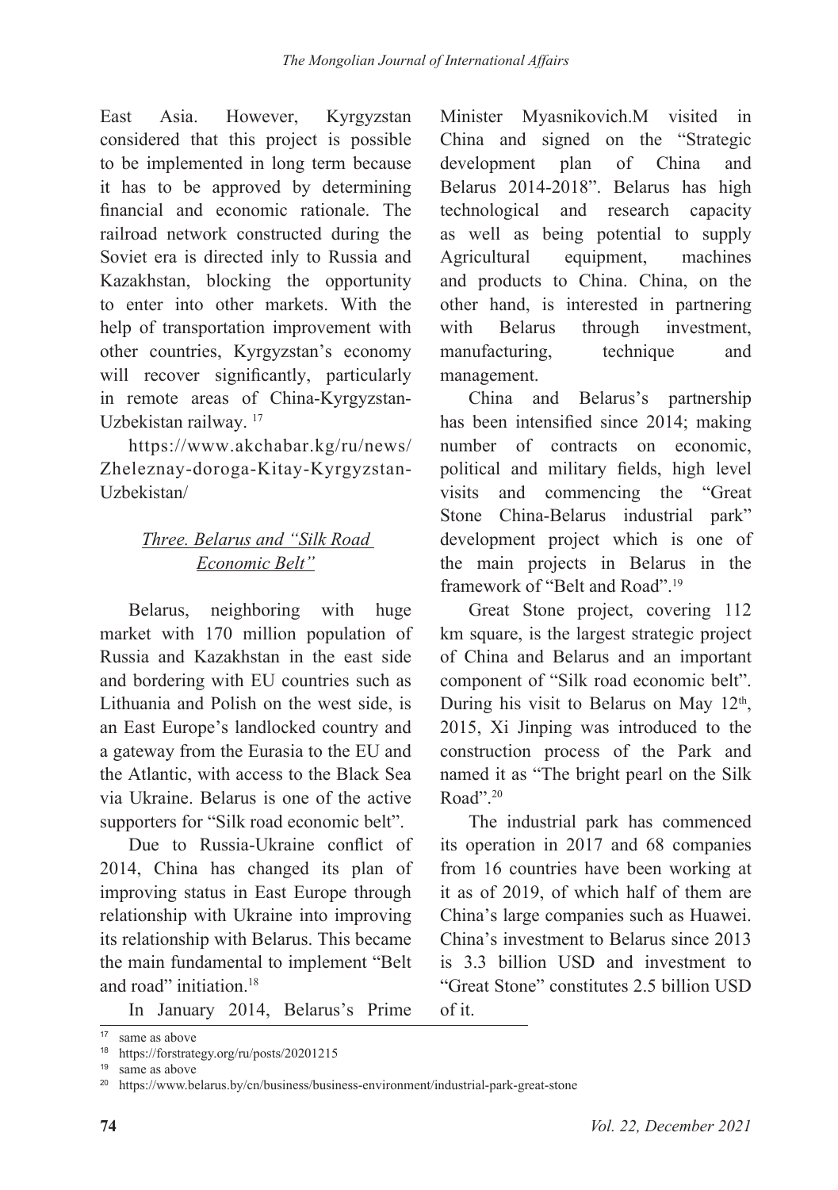East Asia. However, Kyrgyzstan considered that this project is possible to be implemented in long term because it has to be approved by determining financial and economic rationale. The railroad network constructed during the Soviet era is directed inly to Russia and Kazakhstan, blocking the opportunity to enter into other markets. With the help of transportation improvement with other countries, Kyrgyzstan's economy will recover significantly, particularly in remote areas of China-Kyrgyzstan-Uzbekistan railway. [17]

https://www.akchabar.kg/ru/news/Zheleznay-doroga-Kitay-Kyrgyzstan-Uzbekistan/

### *Three. Belarus and "Silk Road Economic Belt"*

Belarus, neighboring with huge market with 170 million population of Russia and Kazakhstan in the east side and bordering with EU countries such as Lithuania and Polish on the west side, is an East Europe's landlocked country and a gateway from the Eurasia to the EU and the Atlantic, with access to the Black Sea via Ukraine. Belarus is one of the active supporters for "Silk road economic belt".

Due to Russia-Ukraine conflict of 2014, China has changed its plan of improving status in East Europe through relationship with Ukraine into improving its relationship with Belarus. This became the main fundamental to implement "Belt and road" initiation.[18]

In January 2014, Belarus's Prime Minister Myasnikovich.M visited in China and signed on the "Strategic development plan of China and Belarus 2014-2018". Belarus has high technological and research capacity as well as being potential to supply Agricultural equipment, machines and products to China. China, on the other hand, is interested in partnering with Belarus through investment, manufacturing, technique and management.

China and Belarus's partnership has been intensified since 2014; making number of contracts on economic, political and military fields, high level visits and commencing the "Great Stone China-Belarus industrial park" development project which is one of the main projects in Belarus in the framework of "Belt and Road".[19]

Great Stone project, covering 112 km square, is the largest strategic project of China and Belarus and an important component of "Silk road economic belt". During his visit to Belarus on May 12th, 2015, Xi Jinping was introduced to the construction process of the Park and named it as "The bright pearl on the Silk Road".[20]

The industrial park has commenced its operation in 2017 and 68 companies from 16 countries have been working at it as of 2019, of which half of them are China's large companies such as Huawei. China's investment to Belarus since 2013 is 3.3 billion USD and investment to "Great Stone" constitutes 2.5 billion USD of it.

---

[17] same as above

[18] https://forstrategy.org/ru/posts/20201215

[19] same as above

[20] https://www.belarus.by/cn/business/business-environment/industrial-park-great-stone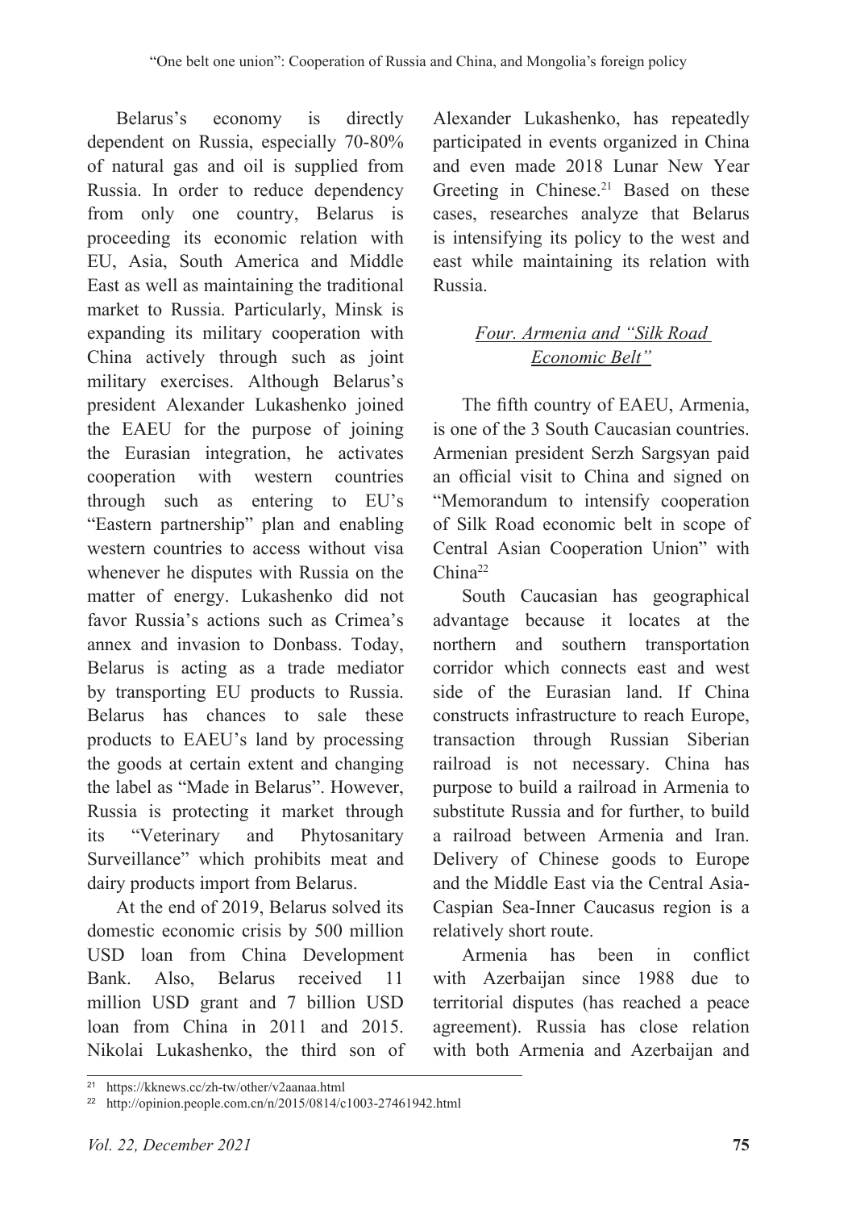Belarus's economy is directly dependent on Russia, especially 70-80% of natural gas and oil is supplied from Russia. In order to reduce dependency from only one country, Belarus is proceeding its economic relation with EU, Asia, South America and Middle East as well as maintaining the traditional market to Russia. Particularly, Minsk is expanding its military cooperation with China actively through such as joint military exercises. Although Belarus's president Alexander Lukashenko joined the EAEU for the purpose of joining the Eurasian integration, he activates cooperation with western countries through such as entering to EU's "Eastern partnership" plan and enabling western countries to access without visa whenever he disputes with Russia on the matter of energy. Lukashenko did not favor Russia's actions such as Crimea's annex and invasion to Donbass. Today, Belarus is acting as a trade mediator by transporting EU products to Russia. Belarus has chances to sale these products to EAEU's land by processing the goods at certain extent and changing the label as "Made in Belarus". However, Russia is protecting it market through its "Veterinary and Phytosanitary Surveillance" which prohibits meat and dairy products import from Belarus.

At the end of 2019, Belarus solved its domestic economic crisis by 500 million USD loan from China Development Bank. Also, Belarus received 11 million USD grant and 7 billion USD loan from China in 2011 and 2015. Nikolai Lukashenko, the third son of Alexander Lukashenko, has repeatedly participated in events organized in China and even made 2018 Lunar New Year Greeting in Chinese.[21] Based on these cases, researches analyze that Belarus is intensifying its policy to the west and east while maintaining its relation with Russia.

## *Four. Armenia and "Silk Road Economic Belt"*

The fifth country of EAEU, Armenia, is one of the 3 South Caucasian countries. Armenian president Serzh Sargsyan paid an official visit to China and signed on "Memorandum to intensify cooperation of Silk Road economic belt in scope of Central Asian Cooperation Union" with China[22]

South Caucasian has geographical advantage because it locates at the northern and southern transportation corridor which connects east and west side of the Eurasian land. If China constructs infrastructure to reach Europe, transaction through Russian Siberian railroad is not necessary. China has purpose to build a railroad in Armenia to substitute Russia and for further, to build a railroad between Armenia and Iran. Delivery of Chinese goods to Europe and the Middle East via the Central Asia-Caspian Sea-Inner Caucasus region is a relatively short route.

Armenia has been in conflict with Azerbaijan since 1988 due to territorial disputes (has reached a peace agreement). Russia has close relation with both Armenia and Azerbaijan and

---

[21] https://kknews.cc/zh-tw/other/v2aanaa.html

[22] http://opinion.people.com.cn/n/2015/0814/c1003-27461942.html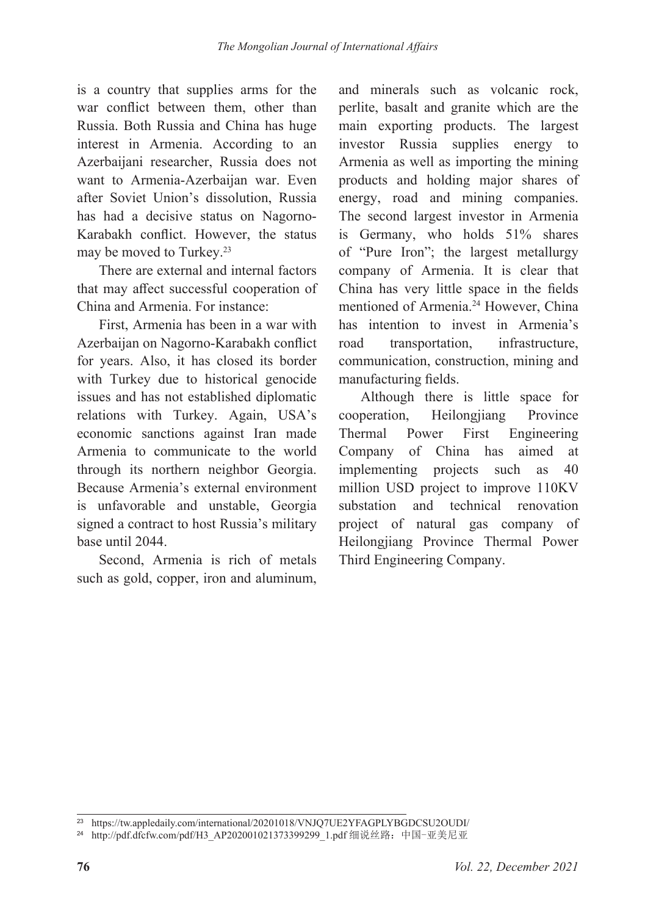is a country that supplies arms for the war conflict between them, other than Russia. Both Russia and China has huge interest in Armenia. According to an Azerbaijani researcher, Russia does not want to Armenia-Azerbaijan war. Even after Soviet Union's dissolution, Russia has had a decisive status on Nagorno-Karabakh conflict. However, the status may be moved to Turkey.[23]

There are external and internal factors that may affect successful cooperation of China and Armenia. For instance:

First, Armenia has been in a war with Azerbaijan on Nagorno-Karabakh conflict for years. Also, it has closed its border with Turkey due to historical genocide issues and has not established diplomatic relations with Turkey. Again, USA's economic sanctions against Iran made Armenia to communicate to the world through its northern neighbor Georgia. Because Armenia's external environment is unfavorable and unstable, Georgia signed a contract to host Russia's military base until 2044.

Second, Armenia is rich of metals such as gold, copper, iron and aluminum, and minerals such as volcanic rock, perlite, basalt and granite which are the main exporting products. The largest investor Russia supplies energy to Armenia as well as importing the mining products and holding major shares of energy, road and mining companies. The second largest investor in Armenia is Germany, who holds 51% shares of "Pure Iron"; the largest metallurgy company of Armenia. It is clear that China has very little space in the fields mentioned of Armenia.[24] However, China has intention to invest in Armenia's road transportation, infrastructure, communication, construction, mining and manufacturing fields.

Although there is little space for cooperation, Heilongjiang Province Thermal Power First Engineering Company of China has aimed at implementing projects such as 40 million USD project to improve 110KV substation and technical renovation project of natural gas company of Heilongjiang Province Thermal Power Third Engineering Company.

---

[23] https://tw.appledaily.com/international/20201018/VNJQ7UE2YFAGPLYBGDCSU2OUDI/

[24] http://pdf.dfcfw.com/pdf/H3_AP202001021373399299_1.pdf 细说丝路：中国-亚美尼亚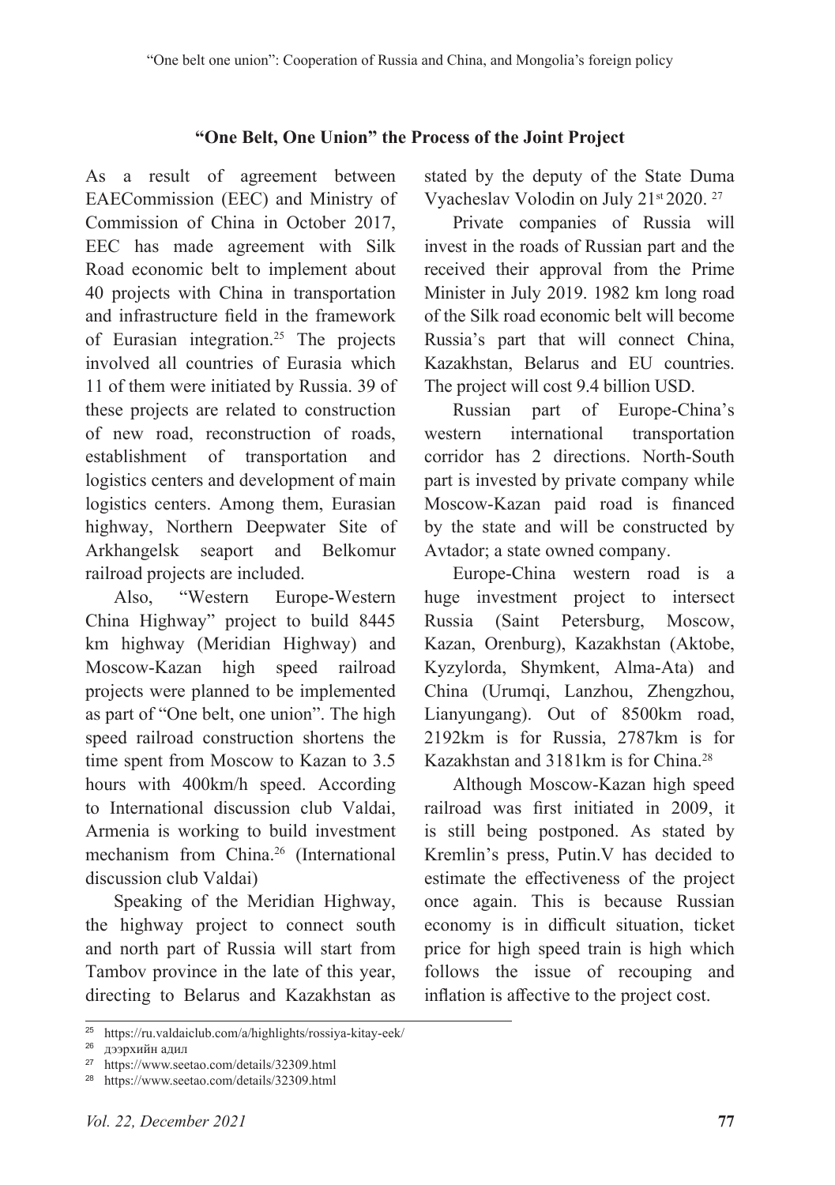**"One Belt, One Union" the Process of the Joint Project**

As a result of agreement between EAECommission (EEC) and Ministry of Commission of China in October 2017, EEC has made agreement with Silk Road economic belt to implement about 40 projects with China in transportation and infrastructure field in the framework of Eurasian integration.[25] The projects involved all countries of Eurasia which 11 of them were initiated by Russia. 39 of these projects are related to construction of new road, reconstruction of roads, establishment of transportation and logistics centers and development of main logistics centers. Among them, Eurasian highway, Northern Deepwater Site of Arkhangelsk seaport and Belkomur railroad projects are included.

Also, "Western Europe-Western China Highway" project to build 8445 km highway (Meridian Highway) and Moscow-Kazan high speed railroad projects were planned to be implemented as part of "One belt, one union". The high speed railroad construction shortens the time spent from Moscow to Kazan to 3.5 hours with 400km/h speed. According to International discussion club Valdai, Armenia is working to build investment mechanism from China.[26] (International discussion club Valdai)

Speaking of the Meridian Highway, the highway project to connect south and north part of Russia will start from Tambov province in the late of this year, directing to Belarus and Kazakhstan as stated by the deputy of the State Duma Vyacheslav Volodin on July 21st 2020. [27]

Private companies of Russia will invest in the roads of Russian part and the received their approval from the Prime Minister in July 2019. 1982 km long road of the Silk road economic belt will become Russia's part that will connect China, Kazakhstan, Belarus and EU countries. The project will cost 9.4 billion USD.

Russian part of Europe-China's western international transportation corridor has 2 directions. North-South part is invested by private company while Moscow-Kazan paid road is financed by the state and will be constructed by Avtador; a state owned company.

Europe-China western road is a huge investment project to intersect Russia (Saint Petersburg, Moscow, Kazan, Orenburg), Kazakhstan (Aktobe, Kyzylorda, Shymkent, Alma-Ata) and China (Urumqi, Lanzhou, Zhengzhou, Lianyungang). Out of 8500km road, 2192km is for Russia, 2787km is for Kazakhstan and 3181km is for China.[28]

Although Moscow-Kazan high speed railroad was first initiated in 2009, it is still being postponed. As stated by Kremlin's press, Putin.V has decided to estimate the effectiveness of the project once again. This is because Russian economy is in difficult situation, ticket price for high speed train is high which follows the issue of recouping and inflation is affective to the project cost.

---

[25] https://ru.valdaiclub.com/a/highlights/rossiya-kitay-eek/

[26] дээрхийн адил

[27] https://www.seetao.com/details/32309.html

[28] https://www.seetao.com/details/32309.html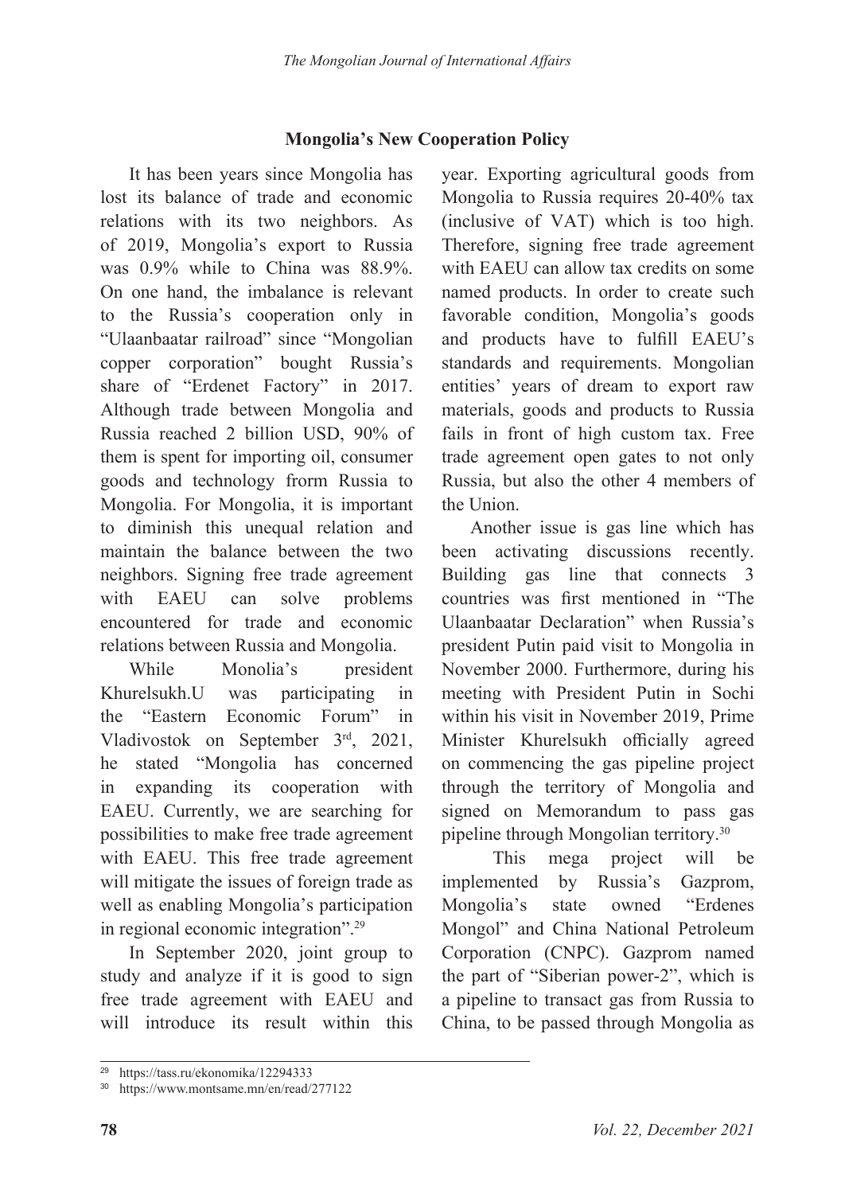## Mongolia's New Cooperation Policy

It has been years since Mongolia has lost its balance of trade and economic relations with its two neighbors. As of 2019, Mongolia's export to Russia was 0.9% while to China was 88.9%. On one hand, the imbalance is relevant to the Russia's cooperation only in "Ulaanbaatar railroad" since "Mongolian copper corporation" bought Russia's share of "Erdenet Factory" in 2017. Although trade between Mongolia and Russia reached 2 billion USD, 90% of them is spent for importing oil, consumer goods and technology frorm Russia to Mongolia. For Mongolia, it is important to diminish this unequal relation and maintain the balance between the two neighbors. Signing free trade agreement with EAEU can solve problems encountered for trade and economic relations between Russia and Mongolia.

While Monolia's president Khurelsukh.U was participating in the "Eastern Economic Forum" in Vladivostok on September 3rd, 2021, he stated "Mongolia has concerned in expanding its cooperation with EAEU. Currently, we are searching for possibilities to make free trade agreement with EAEU. This free trade agreement will mitigate the issues of foreign trade as well as enabling Mongolia's participation in regional economic integration".[29]

In September 2020, joint group to study and analyze if it is good to sign free trade agreement with EAEU and will introduce its result within this year. Exporting agricultural goods from Mongolia to Russia requires 20-40% tax (inclusive of VAT) which is too high. Therefore, signing free trade agreement with EAEU can allow tax credits on some named products. In order to create such favorable condition, Mongolia's goods and products have to fulfill EAEU's standards and requirements. Mongolian entities' years of dream to export raw materials, goods and products to Russia fails in front of high custom tax. Free trade agreement open gates to not only Russia, but also the other 4 members of the Union.

Another issue is gas line which has been activating discussions recently. Building gas line that connects 3 countries was first mentioned in "The Ulaanbaatar Declaration" when Russia's president Putin paid visit to Mongolia in November 2000. Furthermore, during his meeting with President Putin in Sochi within his visit in November 2019, Prime Minister Khurelsukh officially agreed on commencing the gas pipeline project through the territory of Mongolia and signed on Memorandum to pass gas pipeline through Mongolian territory.[30]

This mega project will be implemented by Russia's Gazprom, Mongolia's state owned "Erdenes Mongol" and China National Petroleum Corporation (CNPC). Gazprom named the part of "Siberian power-2", which is a pipeline to transact gas from Russia to China, to be passed through Mongolia as

[29] https://tass.ru/ekonomika/12294333

[30] https://www.montsame.mn/en/read/277122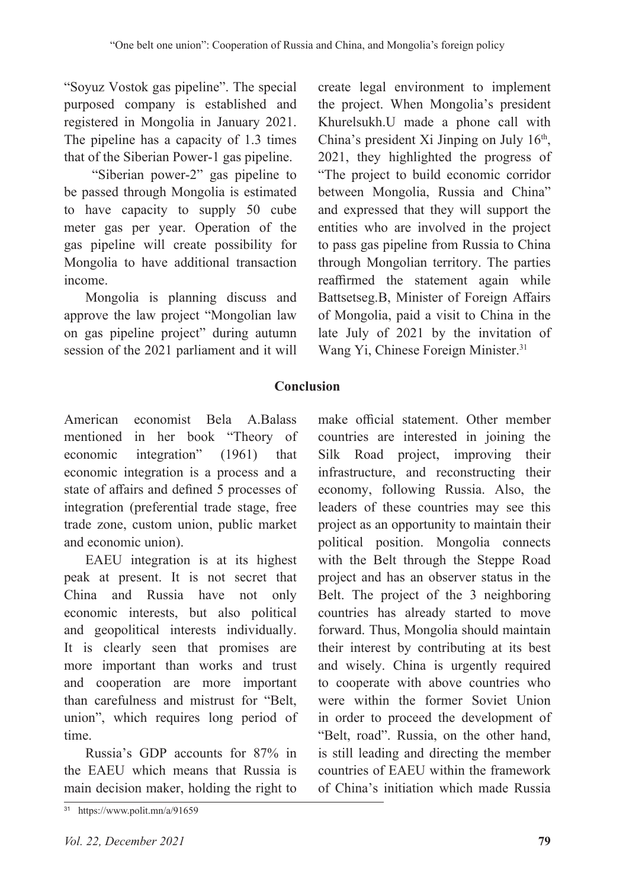"Soyuz Vostok gas pipeline". The special purposed company is established and registered in Mongolia in January 2021. The pipeline has a capacity of 1.3 times that of the Siberian Power-1 gas pipeline.

"Siberian power-2" gas pipeline to be passed through Mongolia is estimated to have capacity to supply 50 cube meter gas per year. Operation of the gas pipeline will create possibility for Mongolia to have additional transaction income.

Mongolia is planning discuss and approve the law project "Mongolian law on gas pipeline project" during autumn session of the 2021 parliament and it will create legal environment to implement the project. When Mongolia's president Khurelsukh.U made a phone call with China's president Xi Jinping on July 16th, 2021, they highlighted the progress of "The project to build economic corridor between Mongolia, Russia and China" and expressed that they will support the entities who are involved in the project to pass gas pipeline from Russia to China through Mongolian territory. The parties reaffirmed the statement again while Battsetseg.B, Minister of Foreign Affairs of Mongolia, paid a visit to China in the late July of 2021 by the invitation of Wang Yi, Chinese Foreign Minister.[31]

## Conclusion

American economist Bela A.Balass mentioned in her book "Theory of economic integration" (1961) that economic integration is a process and a state of affairs and defined 5 processes of integration (preferential trade stage, free trade zone, custom union, public market and economic union).

EAEU integration is at its highest peak at present. It is not secret that China and Russia have not only economic interests, but also political and geopolitical interests individually. It is clearly seen that promises are more important than works and trust and cooperation are more important than carefulness and mistrust for "Belt, union", which requires long period of time.

Russia's GDP accounts for 87% in the EAEU which means that Russia is main decision maker, holding the right to make official statement. Other member countries are interested in joining the Silk Road project, improving their infrastructure, and reconstructing their economy, following Russia. Also, the leaders of these countries may see this project as an opportunity to maintain their political position. Mongolia connects with the Belt through the Steppe Road project and has an observer status in the Belt. The project of the 3 neighboring countries has already started to move forward. Thus, Mongolia should maintain their interest by contributing at its best and wisely. China is urgently required to cooperate with above countries who were within the former Soviet Union in order to proceed the development of "Belt, road". Russia, on the other hand, is still leading and directing the member countries of EAEU within the framework of China's initiation which made Russia

[31] https://www.polit.mn/a/91659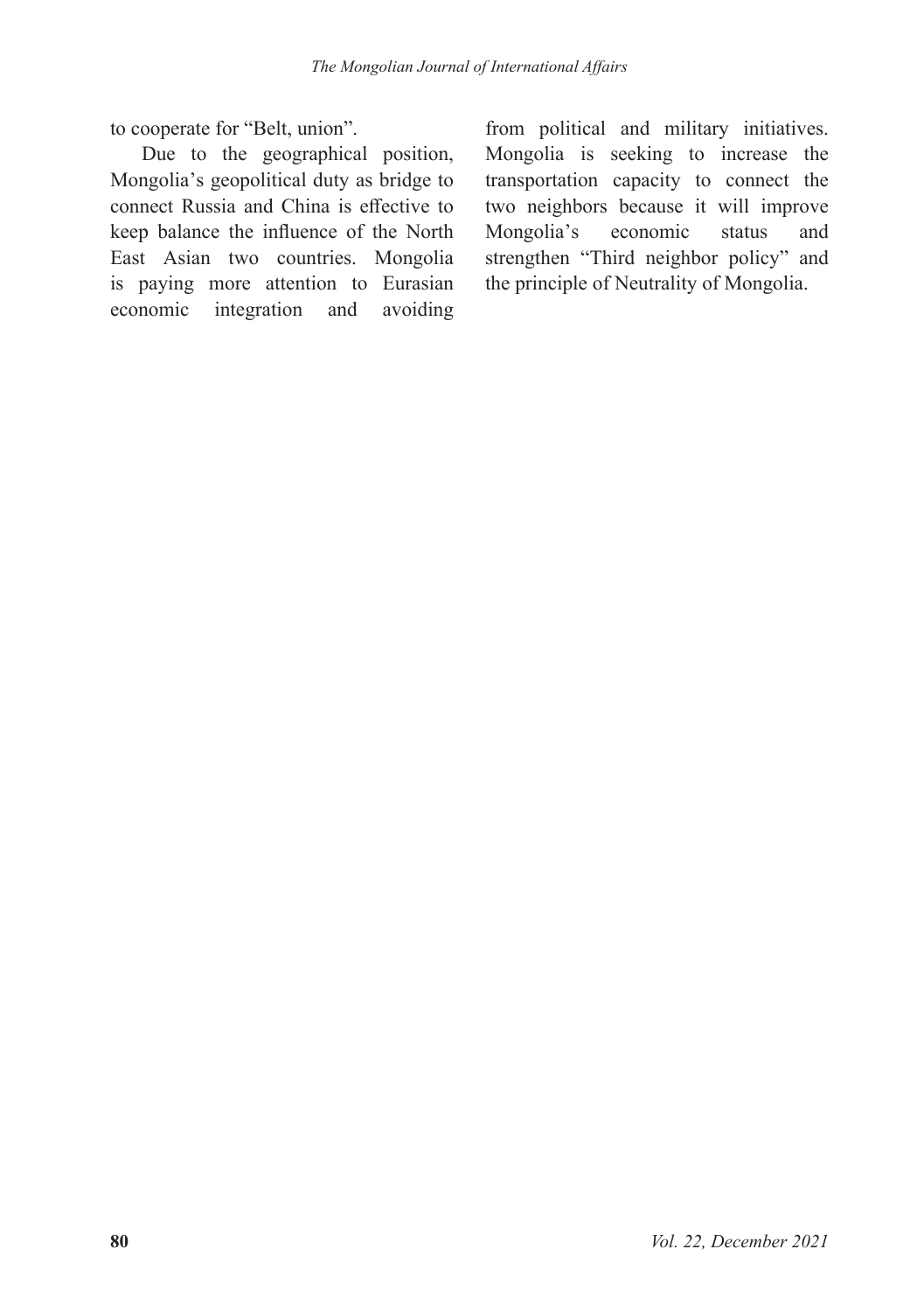to cooperate for "Belt, union".

Due to the geographical position, Mongolia's geopolitical duty as bridge to connect Russia and China is effective to keep balance the influence of the North East Asian two countries. Mongolia is paying more attention to Eurasian economic integration and avoiding from political and military initiatives. Mongolia is seeking to increase the transportation capacity to connect the two neighbors because it will improve Mongolia's economic status and strengthen "Third neighbor policy" and the principle of Neutrality of Mongolia.